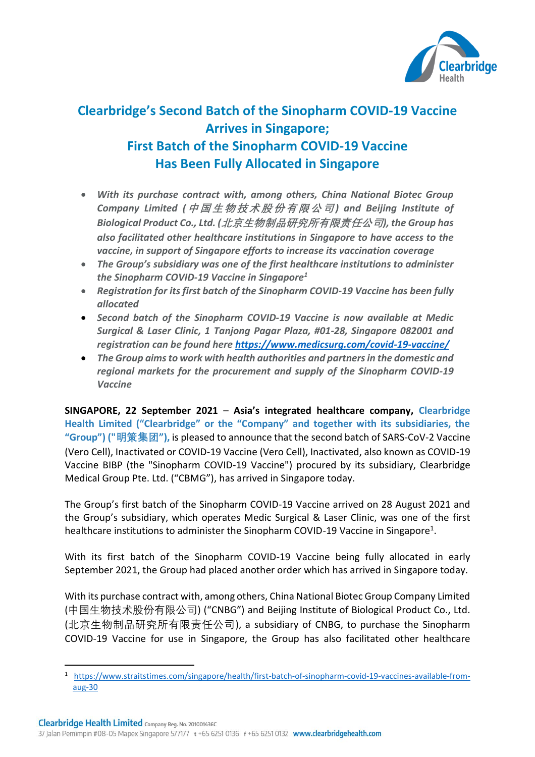# Clearbridge's Second Batch of the Sinopharm COVID-19 Vaccine Arrives in Singapore; First Batch of the Sinopharm COVID-19 Vaccine Has Been Fully Allocated in Singapore

- *With its purchase contract with, among others, China National Biotec Group Company Limited (中国生物技术股份有限公司) and Beijing Institute of Biological Product Co., Ltd. (北京生物制品研究所有限责任公司), the Group has also facilitated other healthcare institutions in Singapore to have access to the vaccine, in support of Singapore efforts to increase its vaccination coverage*
- *The Group's subsidiary was one of the first healthcare institutions to administer the Sinopharm COVID-19 Vaccine in Singapore[1]*
- *Registration for its first batch of the Sinopharm COVID-19 Vaccine has been fully allocated*
- *Second batch of the Sinopharm COVID-19 Vaccine is now available at Medic Surgical & Laser Clinic, 1 Tanjong Pagar Plaza, #01-28, Singapore 082001 and registration can be found here* ***https://www.medicsurg.com/covid-19-vaccine/***
- *The Group aims to work with health authorities and partners in the domestic and regional markets for the procurement and supply of the Sinopharm COVID-19 Vaccine*

**SINGAPORE, 22 September 2021 – Asia's integrated healthcare company, Clearbridge Health Limited ("Clearbridge" or the "Company" and together with its subsidiaries, the "Group") ("明策集团"),** is pleased to announce that the second batch of SARS-CoV-2 Vaccine (Vero Cell), Inactivated or COVID-19 Vaccine (Vero Cell), Inactivated, also known as COVID-19 Vaccine BIBP (the "Sinopharm COVID-19 Vaccine") procured by its subsidiary, Clearbridge Medical Group Pte. Ltd. ("CBMG"), has arrived in Singapore today.

The Group's first batch of the Sinopharm COVID-19 Vaccine arrived on 28 August 2021 and the Group's subsidiary, which operates Medic Surgical & Laser Clinic, was one of the first healthcare institutions to administer the Sinopharm COVID-19 Vaccine in Singapore[1].

With its first batch of the Sinopharm COVID-19 Vaccine being fully allocated in early September 2021, the Group had placed another order which has arrived in Singapore today.

With its purchase contract with, among others, China National Biotec Group Company Limited (中国生物技术股份有限公司) ("CNBG") and Beijing Institute of Biological Product Co., Ltd. (北京生物制品研究所有限责任公司), a subsidiary of CNBG, to purchase the Sinopharm COVID-19 Vaccine for use in Singapore, the Group has also facilitated other healthcare

[1] https://www.straitstimes.com/singapore/health/first-batch-of-sinopharm-covid-19-vaccines-available-from-aug-30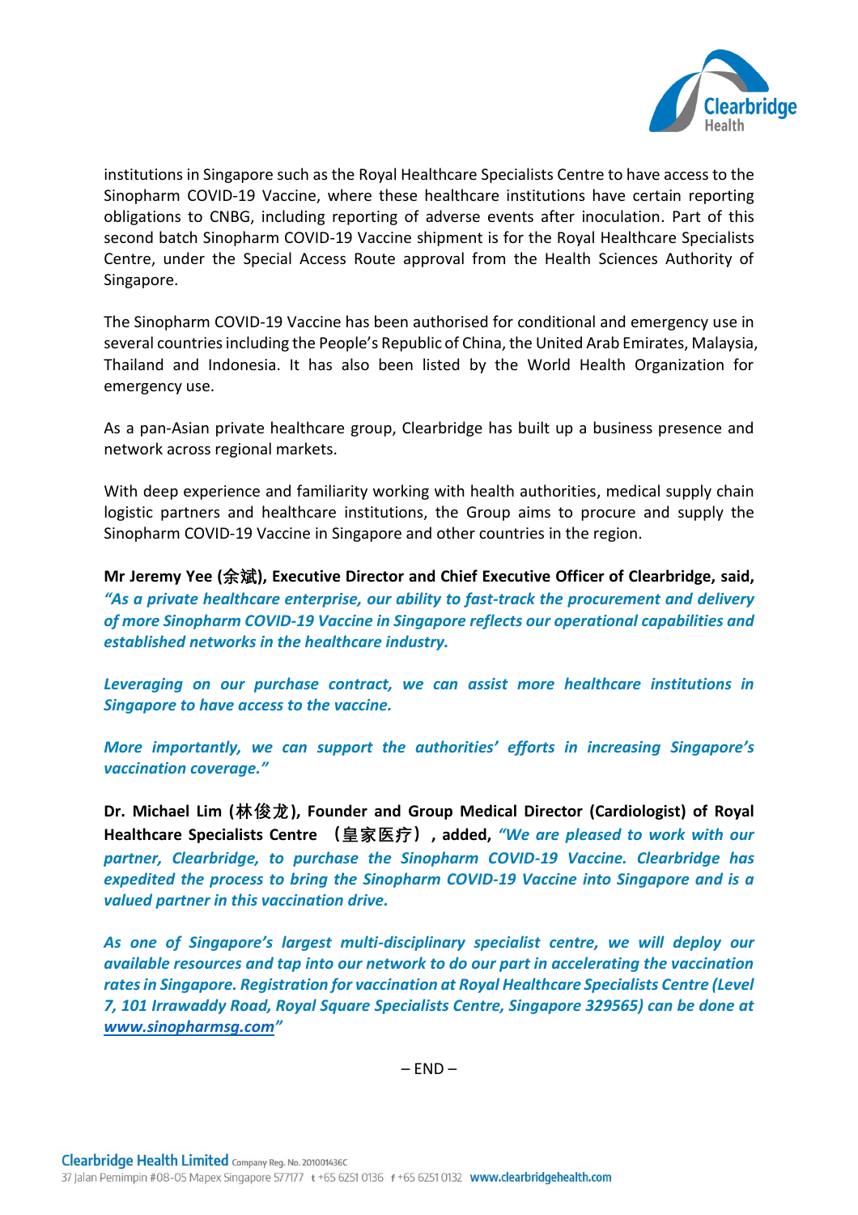institutions in Singapore such as the Royal Healthcare Specialists Centre to have access to the Sinopharm COVID-19 Vaccine, where these healthcare institutions have certain reporting obligations to CNBG, including reporting of adverse events after inoculation. Part of this second batch Sinopharm COVID-19 Vaccine shipment is for the Royal Healthcare Specialists Centre, under the Special Access Route approval from the Health Sciences Authority of Singapore.

The Sinopharm COVID-19 Vaccine has been authorised for conditional and emergency use in several countries including the People's Republic of China, the United Arab Emirates, Malaysia, Thailand and Indonesia. It has also been listed by the World Health Organization for emergency use.

As a pan-Asian private healthcare group, Clearbridge has built up a business presence and network across regional markets.

With deep experience and familiarity working with health authorities, medical supply chain logistic partners and healthcare institutions, the Group aims to procure and supply the Sinopharm COVID-19 Vaccine in Singapore and other countries in the region.

**Mr Jeremy Yee (余斌), Executive Director and Chief Executive Officer of Clearbridge, said,** ***"As a private healthcare enterprise, our ability to fast-track the procurement and delivery of more Sinopharm COVID-19 Vaccine in Singapore reflects our operational capabilities and established networks in the healthcare industry.***

***Leveraging on our purchase contract, we can assist more healthcare institutions in Singapore to have access to the vaccine.***

***More importantly, we can support the authorities' efforts in increasing Singapore's vaccination coverage."***

**Dr. Michael Lim (林俊龙), Founder and Group Medical Director (Cardiologist) of Royal Healthcare Specialists Centre （皇家医疗）, added,** ***"We are pleased to work with our partner, Clearbridge, to purchase the Sinopharm COVID-19 Vaccine. Clearbridge has expedited the process to bring the Sinopharm COVID-19 Vaccine into Singapore and is a valued partner in this vaccination drive.***

***As one of Singapore's largest multi-disciplinary specialist centre, we will deploy our available resources and tap into our network to do our part in accelerating the vaccination rates in Singapore. Registration for vaccination at Royal Healthcare Specialists Centre (Level 7, 101 Irrawaddy Road, Royal Square Specialists Centre, Singapore 329565) can be done at [www.sinopharmsg.com](www.sinopharmsg.com)"***

– END –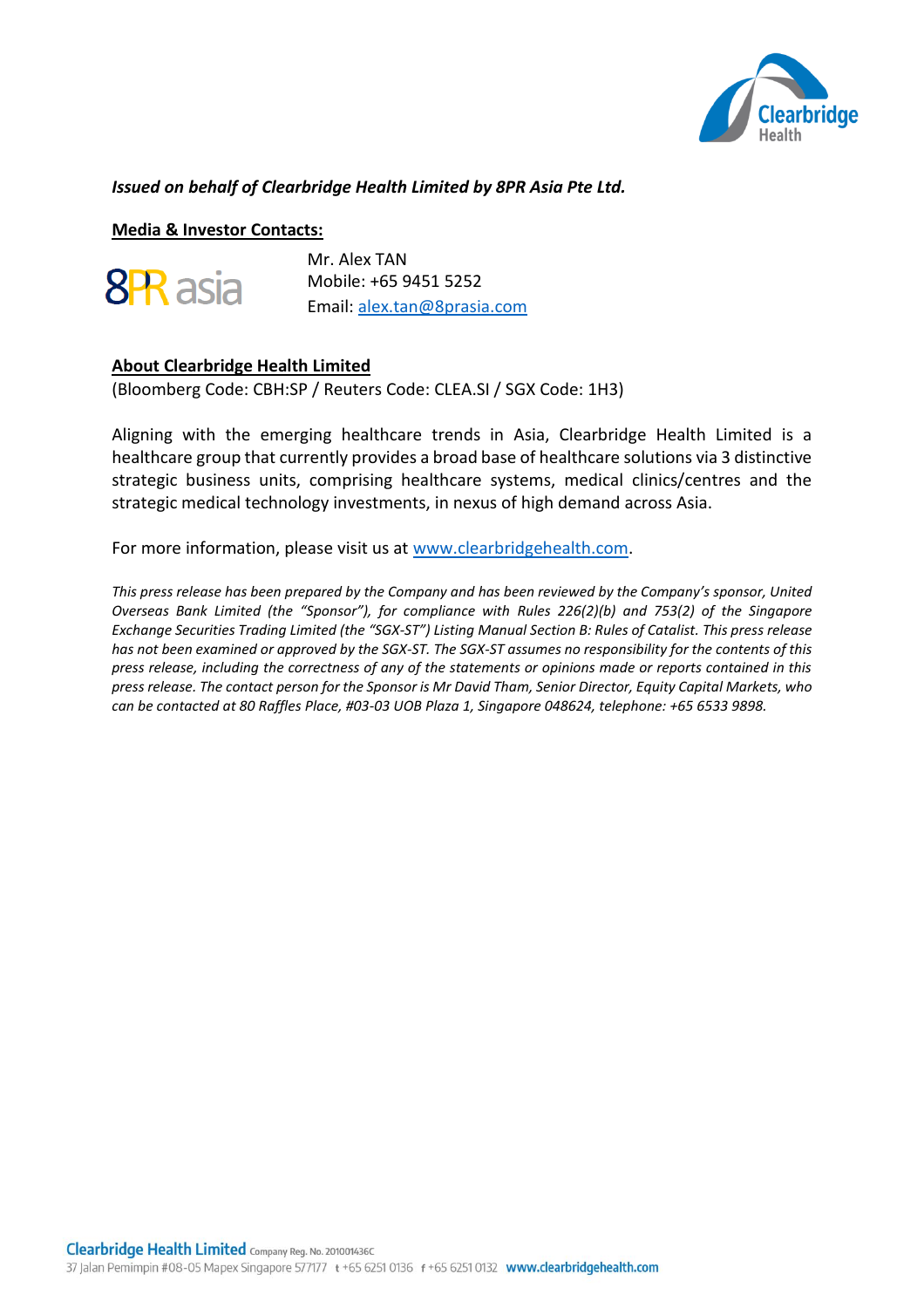***Issued on behalf of Clearbridge Health Limited by 8PR Asia Pte Ltd.***

**Media & Investor Contacts:**

8PR asia

Mr. Alex TAN
Mobile: +65 9451 5252
Email: alex.tan@8prasia.com

**About Clearbridge Health Limited**

(Bloomberg Code: CBH:SP / Reuters Code: CLEA.SI / SGX Code: 1H3)

Aligning with the emerging healthcare trends in Asia, Clearbridge Health Limited is a healthcare group that currently provides a broad base of healthcare solutions via 3 distinctive strategic business units, comprising healthcare systems, medical clinics/centres and the strategic medical technology investments, in nexus of high demand across Asia.

For more information, please visit us at www.clearbridgehealth.com.

*This press release has been prepared by the Company and has been reviewed by the Company's sponsor, United Overseas Bank Limited (the "Sponsor"), for compliance with Rules 226(2)(b) and 753(2) of the Singapore Exchange Securities Trading Limited (the "SGX-ST") Listing Manual Section B: Rules of Catalist. This press release has not been examined or approved by the SGX-ST. The SGX-ST assumes no responsibility for the contents of this press release, including the correctness of any of the statements or opinions made or reports contained in this press release. The contact person for the Sponsor is Mr David Tham, Senior Director, Equity Capital Markets, who can be contacted at 80 Raffles Place, #03-03 UOB Plaza 1, Singapore 048624, telephone: +65 6533 9898.*